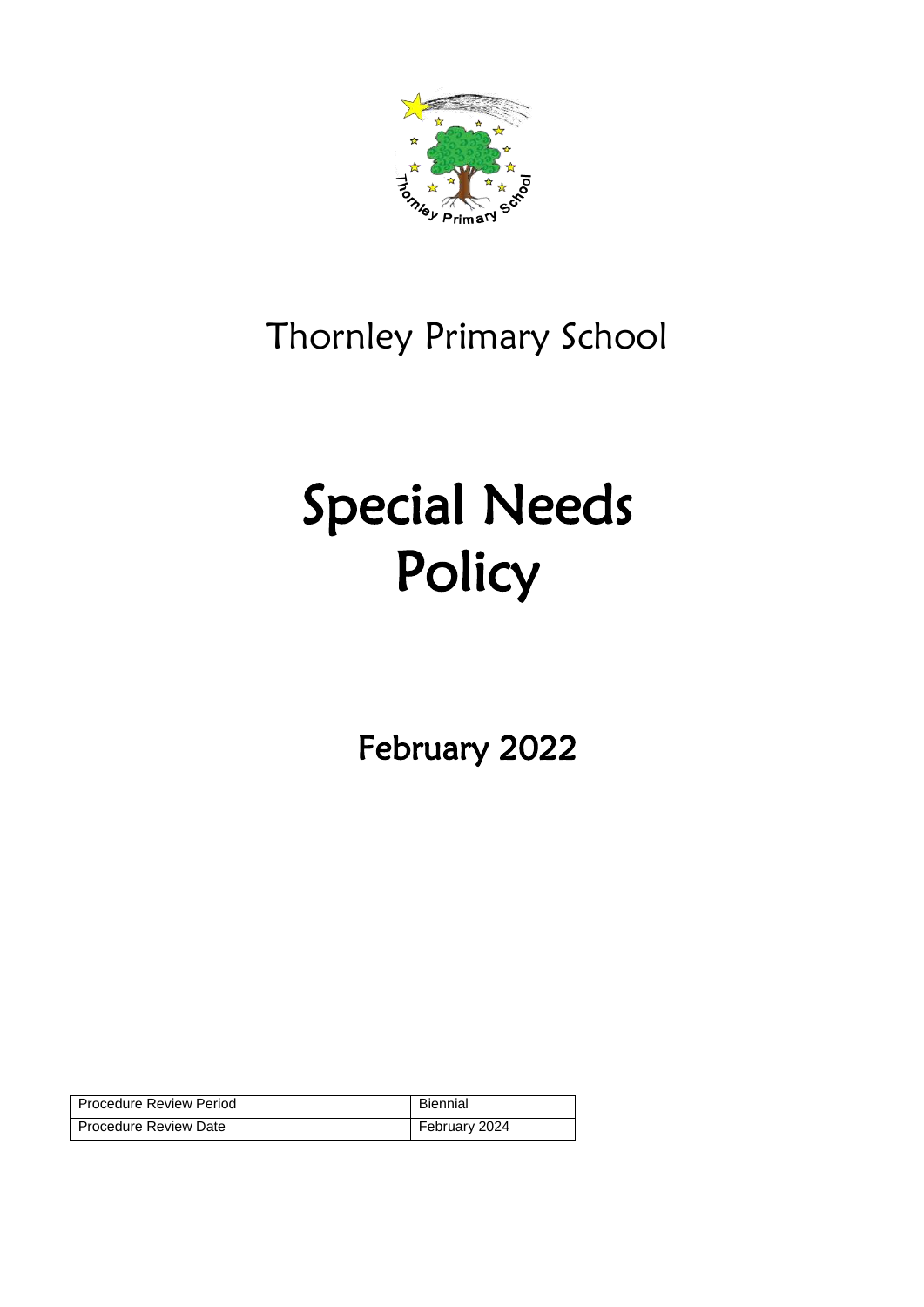Thornley Primary School

# Special Needs Policy

## February 2022

| Procedure Review Period | Biennial |
|---|---|
| Procedure Review Date | February 2024 |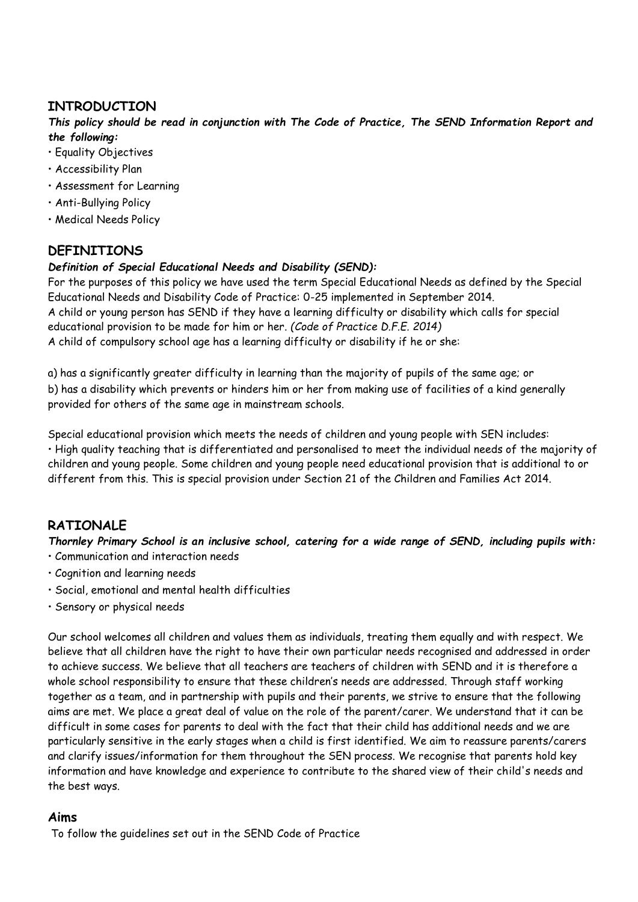## INTRODUCTION

***This policy should be read in conjunction with The Code of Practice, The SEND Information Report and the following:***

- Equality Objectives
- Accessibility Plan
- Assessment for Learning
- Anti-Bullying Policy
- Medical Needs Policy

## DEFINITIONS

***Definition of Special Educational Needs and Disability (SEND):***

For the purposes of this policy we have used the term Special Educational Needs as defined by the Special Educational Needs and Disability Code of Practice: 0-25 implemented in September 2014.
A child or young person has SEND if they have a learning difficulty or disability which calls for special educational provision to be made for him or her. *(Code of Practice D.F.E. 2014)*
A child of compulsory school age has a learning difficulty or disability if he or she:

a) has a significantly greater difficulty in learning than the majority of pupils of the same age; or
b) has a disability which prevents or hinders him or her from making use of facilities of a kind generally provided for others of the same age in mainstream schools.

Special educational provision which meets the needs of children and young people with SEN includes:
• High quality teaching that is differentiated and personalised to meet the individual needs of the majority of children and young people. Some children and young people need educational provision that is additional to or different from this. This is special provision under Section 21 of the Children and Families Act 2014.

## RATIONALE

***Thornley Primary School is an inclusive school, catering for a wide range of SEND, including pupils with:***

- Communication and interaction needs
- Cognition and learning needs
- Social, emotional and mental health difficulties
- Sensory or physical needs

Our school welcomes all children and values them as individuals, treating them equally and with respect. We believe that all children have the right to have their own particular needs recognised and addressed in order to achieve success. We believe that all teachers are teachers of children with SEND and it is therefore a whole school responsibility to ensure that these children's needs are addressed. Through staff working together as a team, and in partnership with pupils and their parents, we strive to ensure that the following aims are met. We place a great deal of value on the role of the parent/carer. We understand that it can be difficult in some cases for parents to deal with the fact that their child has additional needs and we are particularly sensitive in the early stages when a child is first identified. We aim to reassure parents/carers and clarify issues/information for them throughout the SEN process. We recognise that parents hold key information and have knowledge and experience to contribute to the shared view of their child's needs and the best ways.

## Aims

To follow the guidelines set out in the SEND Code of Practice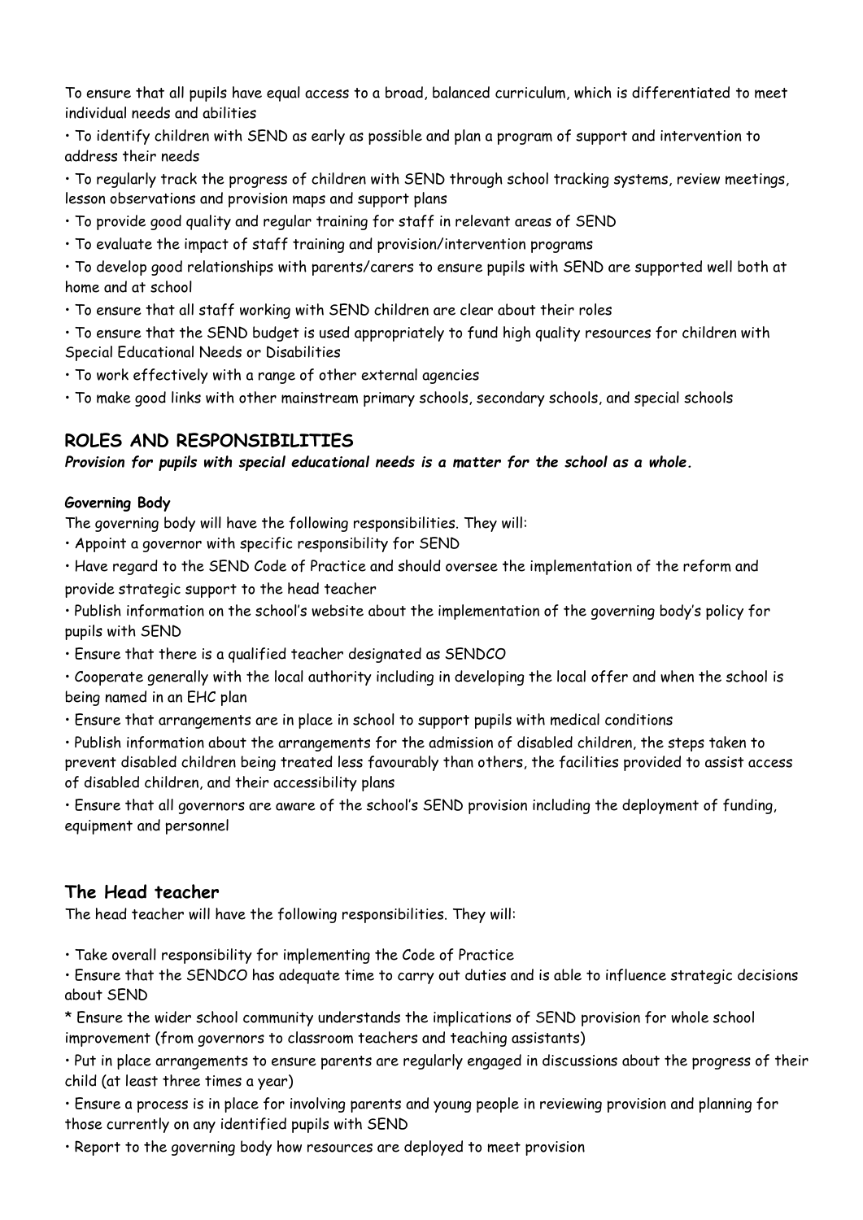To ensure that all pupils have equal access to a broad, balanced curriculum, which is differentiated to meet individual needs and abilities

- To identify children with SEND as early as possible and plan a program of support and intervention to address their needs
- To regularly track the progress of children with SEND through school tracking systems, review meetings, lesson observations and provision maps and support plans
- To provide good quality and regular training for staff in relevant areas of SEND
- To evaluate the impact of staff training and provision/intervention programs
- To develop good relationships with parents/carers to ensure pupils with SEND are supported well both at home and at school
- To ensure that all staff working with SEND children are clear about their roles
- To ensure that the SEND budget is used appropriately to fund high quality resources for children with Special Educational Needs or Disabilities
- To work effectively with a range of other external agencies
- To make good links with other mainstream primary schools, secondary schools, and special schools

## ROLES AND RESPONSIBILITIES

***Provision for pupils with special educational needs is a matter for the school as a whole.***

**Governing Body**

The governing body will have the following responsibilities. They will:

- Appoint a governor with specific responsibility for SEND
- Have regard to the SEND Code of Practice and should oversee the implementation of the reform and provide strategic support to the head teacher
- Publish information on the school's website about the implementation of the governing body's policy for pupils with SEND
- Ensure that there is a qualified teacher designated as SENDCO
- Cooperate generally with the local authority including in developing the local offer and when the school is being named in an EHC plan
- Ensure that arrangements are in place in school to support pupils with medical conditions
- Publish information about the arrangements for the admission of disabled children, the steps taken to prevent disabled children being treated less favourably than others, the facilities provided to assist access of disabled children, and their accessibility plans
- Ensure that all governors are aware of the school's SEND provision including the deployment of funding, equipment and personnel

## The Head teacher

The head teacher will have the following responsibilities. They will:

- Take overall responsibility for implementing the Code of Practice
- Ensure that the SENDCO has adequate time to carry out duties and is able to influence strategic decisions about SEND
- Ensure the wider school community understands the implications of SEND provision for whole school improvement (from governors to classroom teachers and teaching assistants)
- Put in place arrangements to ensure parents are regularly engaged in discussions about the progress of their child (at least three times a year)
- Ensure a process is in place for involving parents and young people in reviewing provision and planning for those currently on any identified pupils with SEND
- Report to the governing body how resources are deployed to meet provision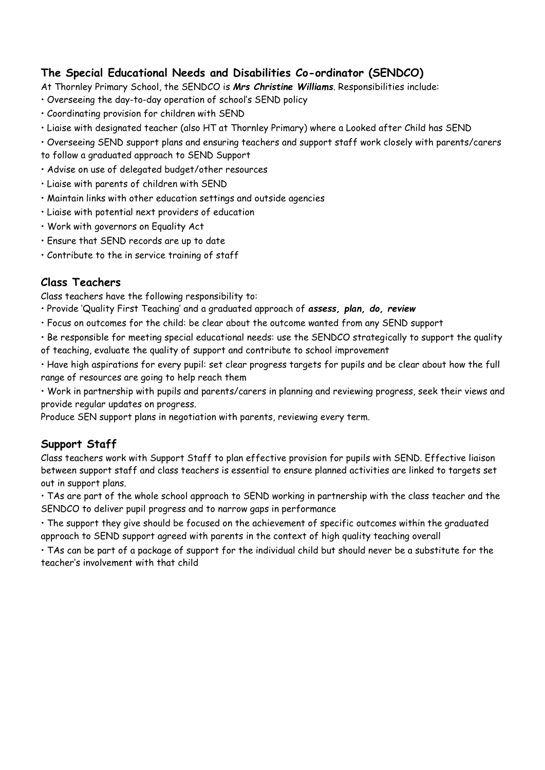## The Special Educational Needs and Disabilities Co-ordinator (SENDCO)

At Thornley Primary School, the SENDCO is ***Mrs Christine Williams***. Responsibilities include:

- Overseeing the day-to-day operation of school's SEND policy
- Coordinating provision for children with SEND
- Liaise with designated teacher (also HT at Thornley Primary) where a Looked after Child has SEND
- Overseeing SEND support plans and ensuring teachers and support staff work closely with parents/carers to follow a graduated approach to SEND Support
- Advise on use of delegated budget/other resources
- Liaise with parents of children with SEND
- Maintain links with other education settings and outside agencies
- Liaise with potential next providers of education
- Work with governors on Equality Act
- Ensure that SEND records are up to date
- Contribute to the in service training of staff

## Class Teachers

Class teachers have the following responsibility to:

- Provide 'Quality First Teaching' and a graduated approach of ***assess, plan, do, review***
- Focus on outcomes for the child: be clear about the outcome wanted from any SEND support
- Be responsible for meeting special educational needs: use the SENDCO strategically to support the quality of teaching, evaluate the quality of support and contribute to school improvement
- Have high aspirations for every pupil: set clear progress targets for pupils and be clear about how the full range of resources are going to help reach them
- Work in partnership with pupils and parents/carers in planning and reviewing progress, seek their views and provide regular updates on progress.

Produce SEN support plans in negotiation with parents, reviewing every term.

## Support Staff

Class teachers work with Support Staff to plan effective provision for pupils with SEND. Effective liaison between support staff and class teachers is essential to ensure planned activities are linked to targets set out in support plans.

- TAs are part of the whole school approach to SEND working in partnership with the class teacher and the SENDCO to deliver pupil progress and to narrow gaps in performance
- The support they give should be focused on the achievement of specific outcomes within the graduated approach to SEND support agreed with parents in the context of high quality teaching overall
- TAs can be part of a package of support for the individual child but should never be a substitute for the teacher's involvement with that child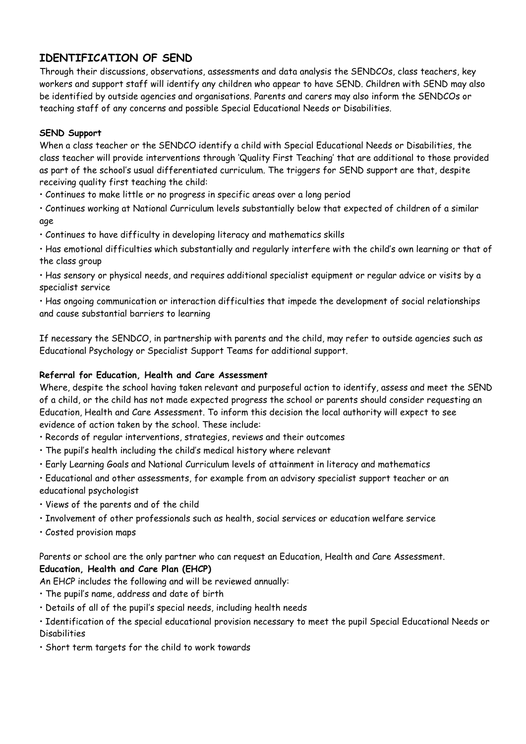## IDENTIFICATION OF SEND

Through their discussions, observations, assessments and data analysis the SENDCOs, class teachers, key workers and support staff will identify any children who appear to have SEND. Children with SEND may also be identified by outside agencies and organisations. Parents and carers may also inform the SENDCOs or teaching staff of any concerns and possible Special Educational Needs or Disabilities.

**SEND Support**

When a class teacher or the SENDCO identify a child with Special Educational Needs or Disabilities, the class teacher will provide interventions through 'Quality First Teaching' that are additional to those provided as part of the school's usual differentiated curriculum. The triggers for SEND support are that, despite receiving quality first teaching the child:

- Continues to make little or no progress in specific areas over a long period
- Continues working at National Curriculum levels substantially below that expected of children of a similar age
- Continues to have difficulty in developing literacy and mathematics skills
- Has emotional difficulties which substantially and regularly interfere with the child's own learning or that of the class group
- Has sensory or physical needs, and requires additional specialist equipment or regular advice or visits by a specialist service
- Has ongoing communication or interaction difficulties that impede the development of social relationships and cause substantial barriers to learning

If necessary the SENDCO, in partnership with parents and the child, may refer to outside agencies such as Educational Psychology or Specialist Support Teams for additional support.

**Referral for Education, Health and Care Assessment**

Where, despite the school having taken relevant and purposeful action to identify, assess and meet the SEND of a child, or the child has not made expected progress the school or parents should consider requesting an Education, Health and Care Assessment. To inform this decision the local authority will expect to see evidence of action taken by the school. These include:

- Records of regular interventions, strategies, reviews and their outcomes
- The pupil's health including the child's medical history where relevant
- Early Learning Goals and National Curriculum levels of attainment in literacy and mathematics
- Educational and other assessments, for example from an advisory specialist support teacher or an educational psychologist
- Views of the parents and of the child
- Involvement of other professionals such as health, social services or education welfare service
- Costed provision maps

Parents or school are the only partner who can request an Education, Health and Care Assessment.

**Education, Health and Care Plan (EHCP)**

An EHCP includes the following and will be reviewed annually:

- The pupil's name, address and date of birth
- Details of all of the pupil's special needs, including health needs
- Identification of the special educational provision necessary to meet the pupil Special Educational Needs or Disabilities
- Short term targets for the child to work towards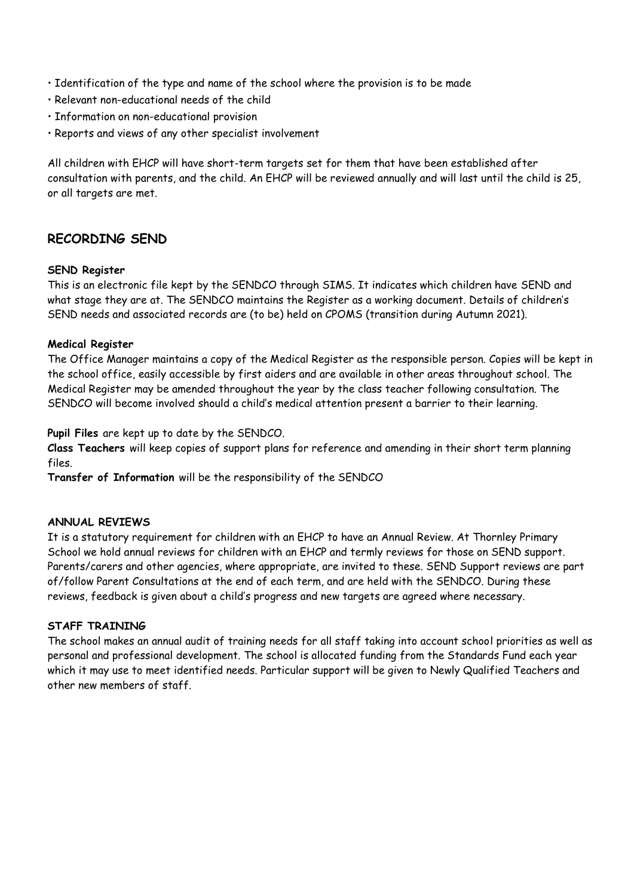- Identification of the type and name of the school where the provision is to be made
- Relevant non-educational needs of the child
- Information on non-educational provision
- Reports and views of any other specialist involvement

All children with EHCP will have short-term targets set for them that have been established after consultation with parents, and the child. An EHCP will be reviewed annually and will last until the child is 25, or all targets are met.

## RECORDING SEND

**SEND Register**
This is an electronic file kept by the SENDCO through SIMS. It indicates which children have SEND and what stage they are at. The SENDCO maintains the Register as a working document. Details of children's SEND needs and associated records are (to be) held on CPOMS (transition during Autumn 2021).

**Medical Register**
The Office Manager maintains a copy of the Medical Register as the responsible person. Copies will be kept in the school office, easily accessible by first aiders and are available in other areas throughout school. The Medical Register may be amended throughout the year by the class teacher following consultation. The SENDCO will become involved should a child's medical attention present a barrier to their learning.

**Pupil Files** are kept up to date by the SENDCO.
**Class Teachers** will keep copies of support plans for reference and amending in their short term planning files.
**Transfer of Information** will be the responsibility of the SENDCO

**ANNUAL REVIEWS**
It is a statutory requirement for children with an EHCP to have an Annual Review. At Thornley Primary School we hold annual reviews for children with an EHCP and termly reviews for those on SEND support. Parents/carers and other agencies, where appropriate, are invited to these. SEND Support reviews are part of/follow Parent Consultations at the end of each term, and are held with the SENDCO. During these reviews, feedback is given about a child's progress and new targets are agreed where necessary.

**STAFF TRAINING**
The school makes an annual audit of training needs for all staff taking into account school priorities as well as personal and professional development. The school is allocated funding from the Standards Fund each year which it may use to meet identified needs. Particular support will be given to Newly Qualified Teachers and other new members of staff.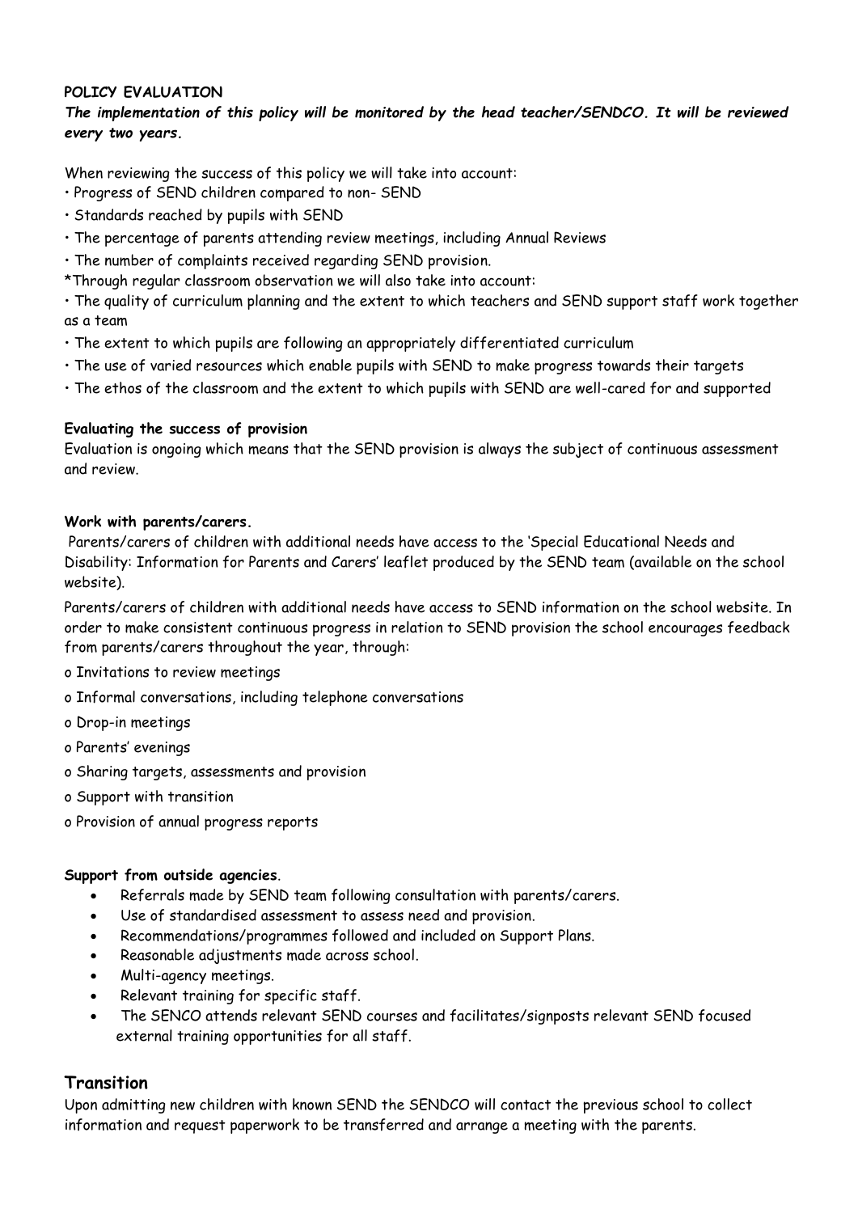**POLICY EVALUATION**

***The implementation of this policy will be monitored by the head teacher/SENDCO. It will be reviewed every two years.***

When reviewing the success of this policy we will take into account:

- Progress of SEND children compared to non- SEND
- Standards reached by pupils with SEND
- The percentage of parents attending review meetings, including Annual Reviews
- The number of complaints received regarding SEND provision.

*Through regular classroom observation we will also take into account:

- The quality of curriculum planning and the extent to which teachers and SEND support staff work together as a team
- The extent to which pupils are following an appropriately differentiated curriculum
- The use of varied resources which enable pupils with SEND to make progress towards their targets
- The ethos of the classroom and the extent to which pupils with SEND are well-cared for and supported

**Evaluating the success of provision**

Evaluation is ongoing which means that the SEND provision is always the subject of continuous assessment and review.

**Work with parents/carers.**

Parents/carers of children with additional needs have access to the 'Special Educational Needs and Disability: Information for Parents and Carers' leaflet produced by the SEND team (available on the school website).

Parents/carers of children with additional needs have access to SEND information on the school website. In order to make consistent continuous progress in relation to SEND provision the school encourages feedback from parents/carers throughout the year, through:

- Invitations to review meetings
- Informal conversations, including telephone conversations
- Drop-in meetings
- Parents' evenings
- Sharing targets, assessments and provision
- Support with transition
- Provision of annual progress reports

**Support from outside agencies**.

- Referrals made by SEND team following consultation with parents/carers.
- Use of standardised assessment to assess need and provision.
- Recommendations/programmes followed and included on Support Plans.
- Reasonable adjustments made across school.
- Multi-agency meetings.
- Relevant training for specific staff.
- The SENCO attends relevant SEND courses and facilitates/signposts relevant SEND focused external training opportunities for all staff.

## Transition

Upon admitting new children with known SEND the SENDCO will contact the previous school to collect information and request paperwork to be transferred and arrange a meeting with the parents.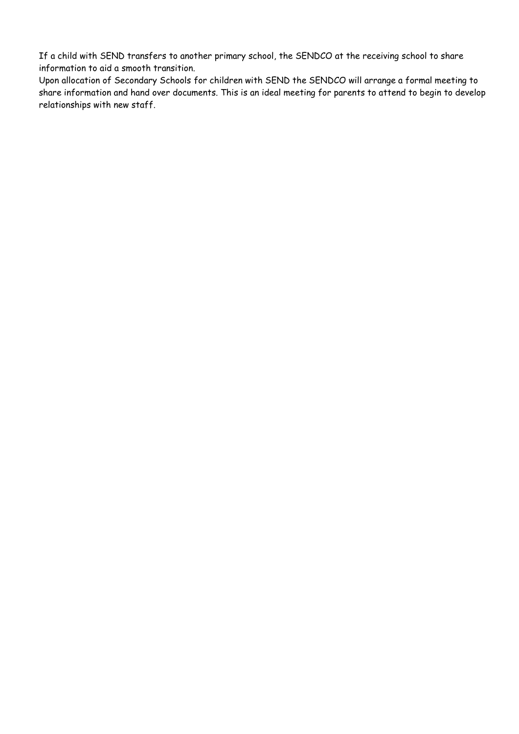If a child with SEND transfers to another primary school, the SENDCO at the receiving school to share information to aid a smooth transition.
Upon allocation of Secondary Schools for children with SEND the SENDCO will arrange a formal meeting to share information and hand over documents. This is an ideal meeting for parents to attend to begin to develop relationships with new staff.